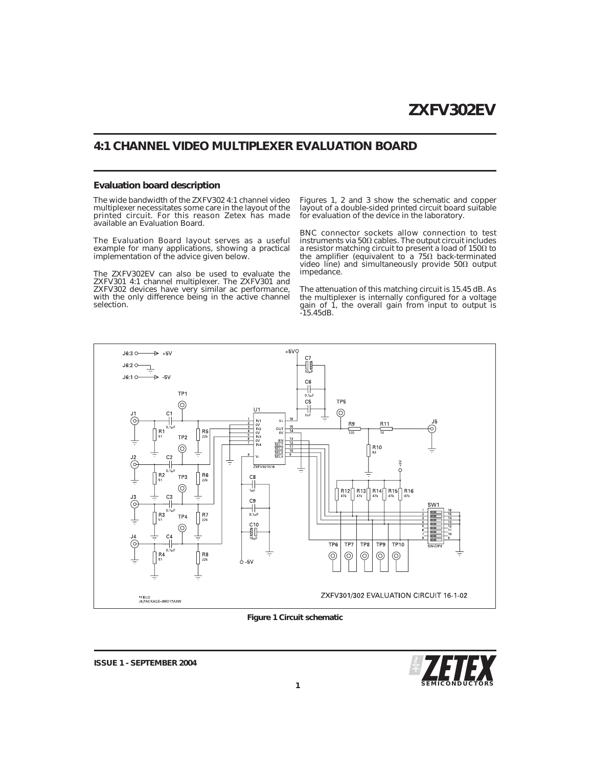# ZXFV302EV

## 4:1 CHANNEL VIDEO MULTIPLEXER EVALUATION BOARD

### Evaluation board description

The wide bandwidth of the ZXFV302 4:1 channel video multiplexer necessitates some care in the layout of the printed circuit. For this reason Zetex has made available an Evaluation Board.

The Evaluation Board layout serves as a useful example for many applications, showing a practical implementation of the advice given below.

The ZXFV302EV can also be used to evaluate the ZXFV301 4:1 channel multiplexer. The ZXFV301 and ZXFV302 devices have very similar ac performance, with the only difference being in the active channel selection.

Figures 1, 2 and 3 show the schematic and copper layout of a double-sided printed circuit board suitable for evaluation of the device in the laboratory.

BNC connector sockets allow connection to test instruments via 50Ω cables. The output circuit includes a resistor matching circuit to present a load of 150Ω to the amplifier (equivalent to a 75Ω back-terminated video line) and simultaneously provide 50Ω output impedance.

The attenuation of this matching circuit is 15.45 dB. As the multiplexer is internally configured for a voltage gain of 1, the overall gain from input to output is -15.45dB.

**Figure 1 Circuit schematic**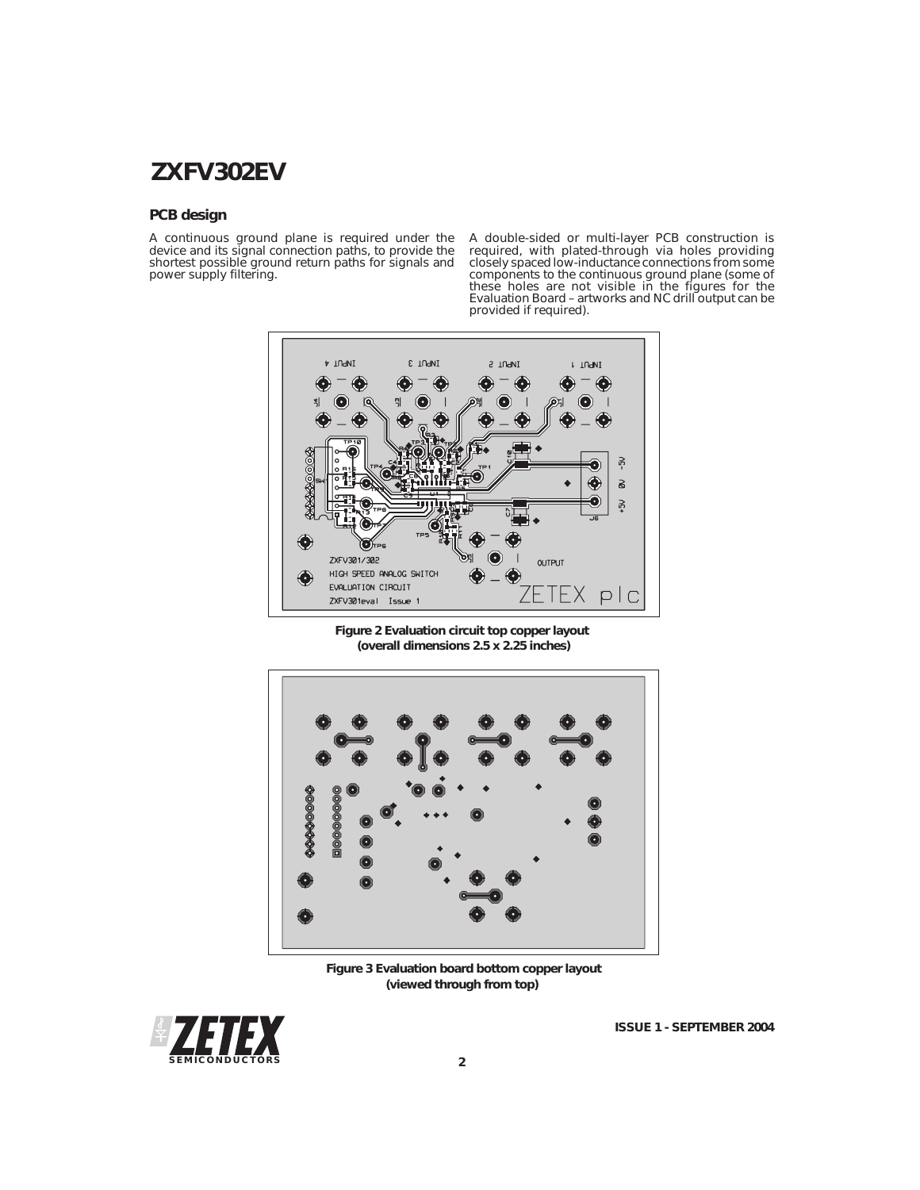## PCB design

A continuous ground plane is required under the device and its signal connection paths, to provide the shortest possible ground return paths for signals and power supply filtering.

A double-sided or multi-layer PCB construction is required, with plated-through via holes providing closely spaced low-inductance connections from some components to the continuous ground plane (some of these holes are not visible in the figures for the Evaluation Board – artworks and NC drill output can be provided if required).

**Figure 2 Evaluation circuit top copper layout (overall dimensions 2.5 x 2.25 inches)**

**Figure 3 Evaluation board bottom copper layout (viewed through from top)**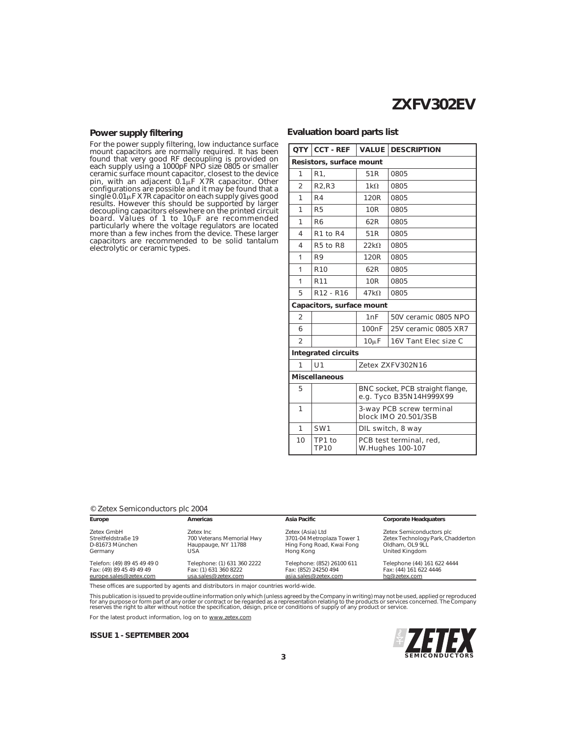## Power supply filtering

For the power supply filtering, low inductance surface mount capacitors are normally required. It has been found that very good RF decoupling is provided on each supply using a 1000pF NPO size 0805 or smaller ceramic surface mount capacitor, closest to the device pin, with an adjacent 0.1μF X7R capacitor. Other configurations are possible and it may be found that a single 0.01μF X7R capacitor on each supply gives good results. However this should be supported by larger decoupling capacitors elsewhere on the printed circuit board. Values of 1 to 10μF are recommended particularly where the voltage regulators are located more than a few inches from the device. These larger capacitors are recommended to be solid tantalum electrolytic or ceramic types.

## Evaluation board parts list

| QTY | CCT - REF | VALUE | DESCRIPTION |
|---|---|---|---|
| **Resistors, surface mount** | | | |
| 1 | R1, | 51R | 0805 |
| 2 | R2,R3 | 1kΩ | 0805 |
| 1 | R4 | 120R | 0805 |
| 1 | R5 | 10R | 0805 |
| 1 | R6 | 62R | 0805 |
| 4 | R1 to R4 | 51R | 0805 |
| 4 | R5 to R8 | 22kΩ | 0805 |
| 1 | R9 | 120R | 0805 |
| 1 | R10 | 62R | 0805 |
| 1 | R11 | 10R | 0805 |
| 5 | R12 - R16 | 47kΩ | 0805 |
| **Capacitors, surface mount** | | | |
| 2 | | 1nF | 50V ceramic 0805 NPO |
| 6 | | 100nF | 25V ceramic 0805 XR7 |
| 2 | | 10μF | 16V Tant Elec size C |
| **Integrated circuits** | | | |
| 1 | U1 | Zetex ZXFV302N16 | |
| **Miscellaneous** | | | |
| 5 | | BNC socket, PCB straight flange, e.g. Tyco B35N14H999X99 | |
| 1 | | 3-way PCB screw terminal block IMO 20.501/3SB | |
| 1 | SW1 | DIL switch, 8 way | |
| 10 | TP1 to TP10 | PCB test terminal, red, W.Hughes 100-107 | |

© Zetex Semiconductors plc 2004

| Europe | Americas | Asia Pacific | Corporate Headquaters |
|---|---|---|---|
| Zetex GmbH<br>Streitfeldstraße 19<br>D-81673 München<br>Germany | Zetex Inc<br>700 Veterans Memorial Hwy<br>Hauppauge, NY 11788<br>USA | Zetex (Asia) Ltd<br>3701-04 Metroplaza Tower 1<br>Hing Fong Road, Kwai Fong<br>Hong Kong | Zetex Semiconductors plc<br>Zetex Technology Park, Chadderton<br>Oldham, OL9 9LL<br>United Kingdom |
| Telefon: (49) 89 45 49 49 0<br>Fax: (49) 89 45 49 49 49<br>europe.sales@zetex.com | Telephone: (1) 631 360 2222<br>Fax: (1) 631 360 8222<br>usa.sales@zetex.com | Telephone: (852) 26100 611<br>Fax: (852) 24250 494<br>asia.sales@zetex.com | Telephone (44) 161 622 4444<br>Fax: (44) 161 622 4446<br>hq@zetex.com |

These offices are supported by agents and distributors in major countries world-wide.

This publication is issued to provide outline information only which (unless agreed by the Company in writing) may not be used, applied or reproduced for any purpose or form part of any order or contract or be regarded as a representation relating to the products or services concerned. The Company reserves the right to alter without notice the specification, design, price or conditions of supply of any product or service.

For the latest product information, log on to www.zetex.com

**ISSUE 1 - SEPTEMBER 2004**